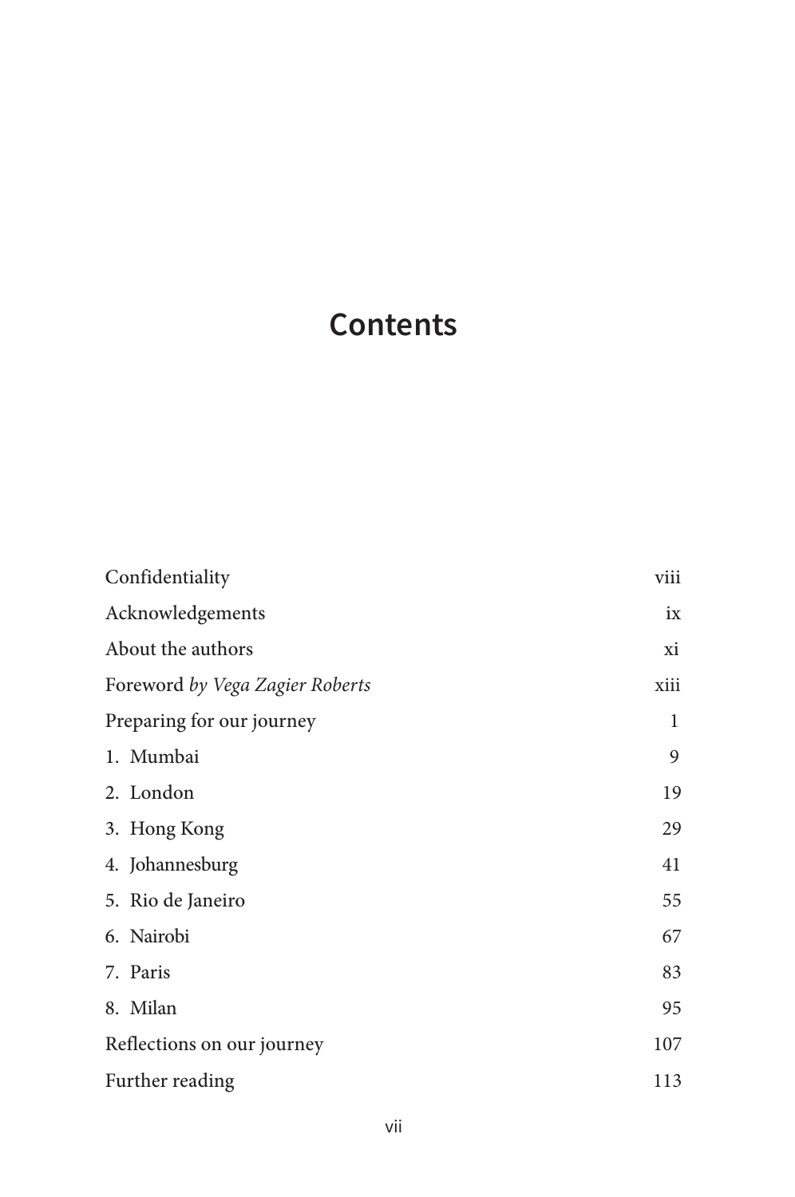# Contents

| | |
|---|---|
| Confidentiality | viii |
| Acknowledgements | ix |
| About the authors | xi |
| Foreword *by Vega Zagier Roberts* | xiii |
| Preparing for our journey | 1 |
| 1. Mumbai | 9 |
| 2. London | 19 |
| 3. Hong Kong | 29 |
| 4. Johannesburg | 41 |
| 5. Rio de Janeiro | 55 |
| 6. Nairobi | 67 |
| 7. Paris | 83 |
| 8. Milan | 95 |
| Reflections on our journey | 107 |
| Further reading | 113 |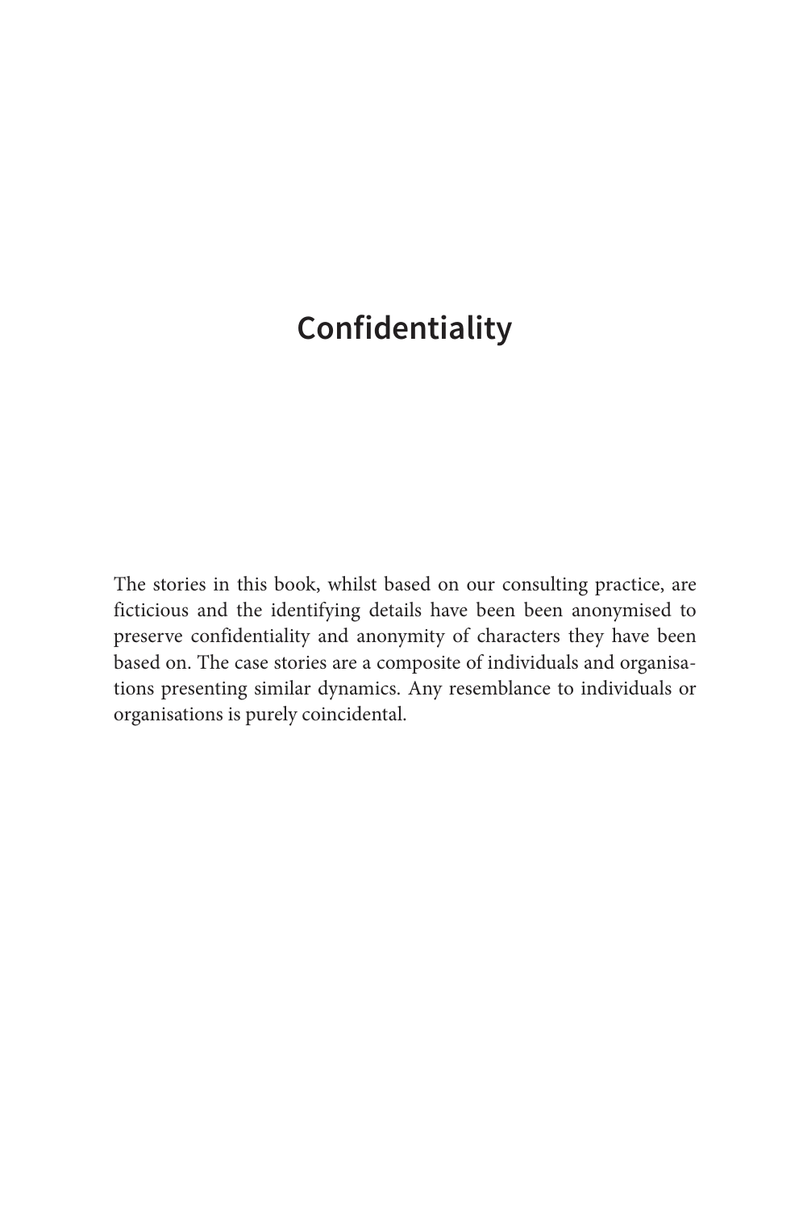# Confidentiality

The stories in this book, whilst based on our consulting practice, are ficticious and the identifying details have been been anonymised to preserve confidentiality and anonymity of characters they have been based on. The case stories are a composite of individuals and organisations presenting similar dynamics. Any resemblance to individuals or organisations is purely coincidental.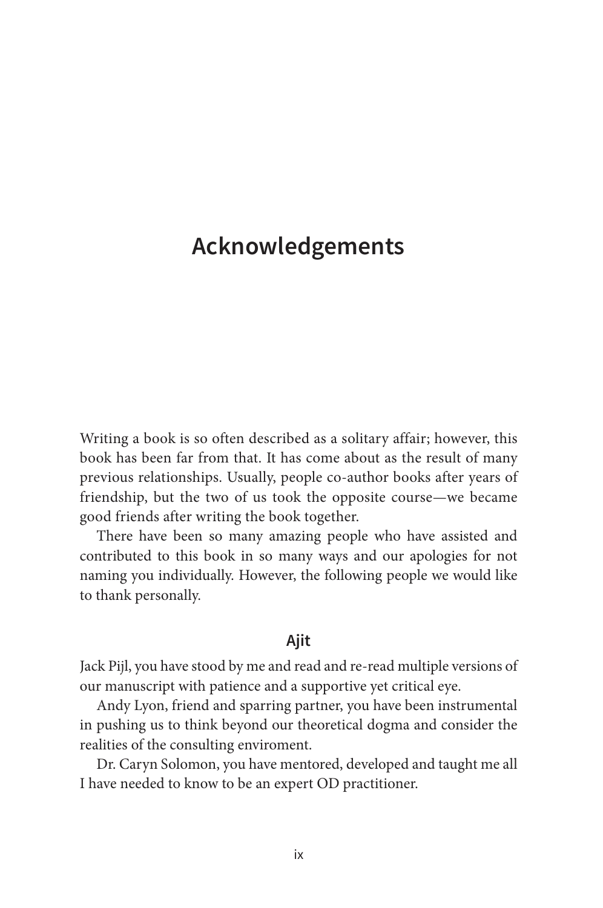# Acknowledgements

Writing a book is so often described as a solitary affair; however, this book has been far from that. It has come about as the result of many previous relationships. Usually, people co-author books after years of friendship, but the two of us took the opposite course—we became good friends after writing the book together.

There have been so many amazing people who have assisted and contributed to this book in so many ways and our apologies for not naming you individually. However, the following people we would like to thank personally.

## Ajit

Jack Pijl, you have stood by me and read and re-read multiple versions of our manuscript with patience and a supportive yet critical eye.

Andy Lyon, friend and sparring partner, you have been instrumental in pushing us to think beyond our theoretical dogma and consider the realities of the consulting enviroment.

Dr. Caryn Solomon, you have mentored, developed and taught me all I have needed to know to be an expert OD practitioner.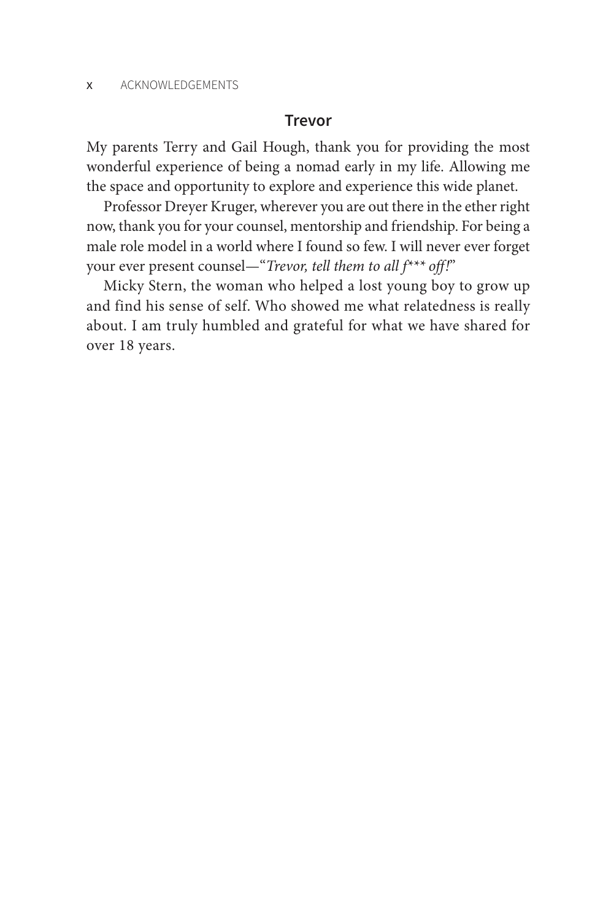## Trevor

My parents Terry and Gail Hough, thank you for providing the most wonderful experience of being a nomad early in my life. Allowing me the space and opportunity to explore and experience this wide planet.

Professor Dreyer Kruger, wherever you are out there in the ether right now, thank you for your counsel, mentorship and friendship. For being a male role model in a world where I found so few. I will never ever forget your ever present counsel—"*Trevor, tell them to all f*** off!*"

Micky Stern, the woman who helped a lost young boy to grow up and find his sense of self. Who showed me what relatedness is really about. I am truly humbled and grateful for what we have shared for over 18 years.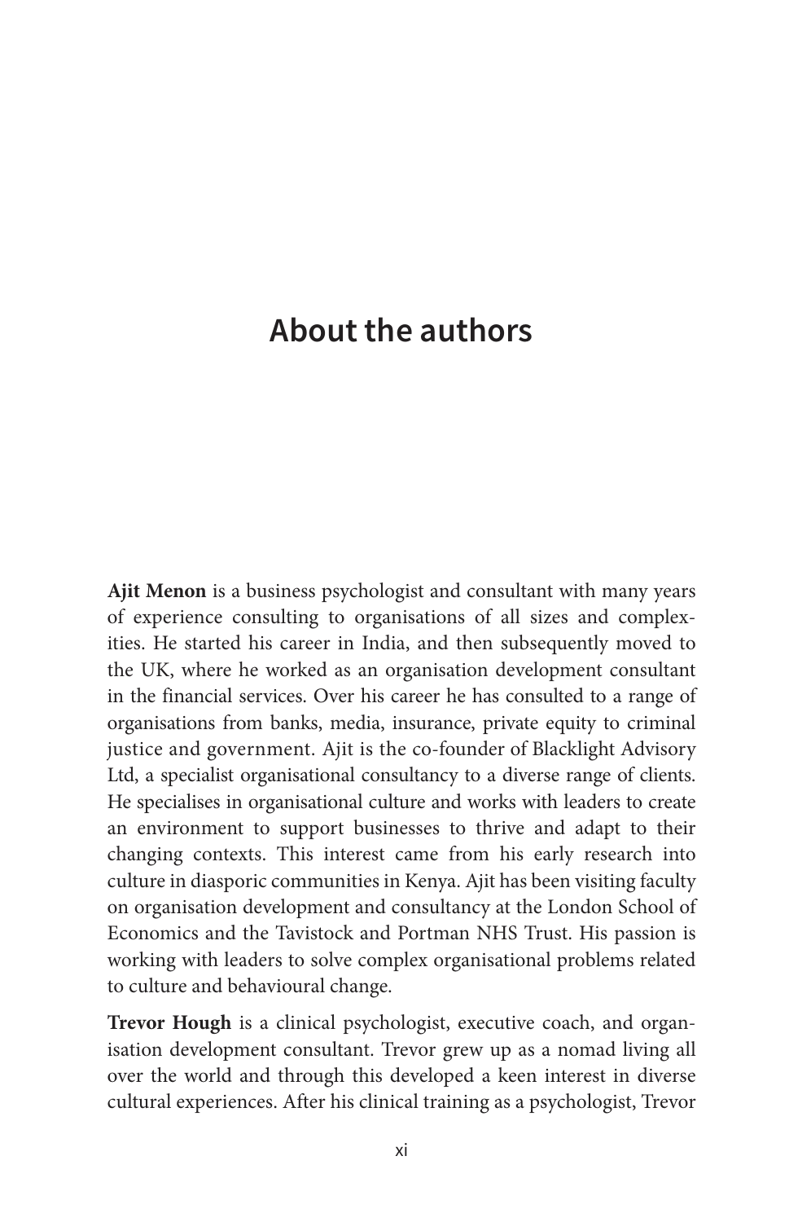# About the authors

**Ajit Menon** is a business psychologist and consultant with many years of experience consulting to organisations of all sizes and complexities. He started his career in India, and then subsequently moved to the UK, where he worked as an organisation development consultant in the financial services. Over his career he has consulted to a range of organisations from banks, media, insurance, private equity to criminal justice and government. Ajit is the co-founder of Blacklight Advisory Ltd, a specialist organisational consultancy to a diverse range of clients. He specialises in organisational culture and works with leaders to create an environment to support businesses to thrive and adapt to their changing contexts. This interest came from his early research into culture in diasporic communities in Kenya. Ajit has been visiting faculty on organisation development and consultancy at the London School of Economics and the Tavistock and Portman NHS Trust. His passion is working with leaders to solve complex organisational problems related to culture and behavioural change.

**Trevor Hough** is a clinical psychologist, executive coach, and organisation development consultant. Trevor grew up as a nomad living all over the world and through this developed a keen interest in diverse cultural experiences. After his clinical training as a psychologist, Trevor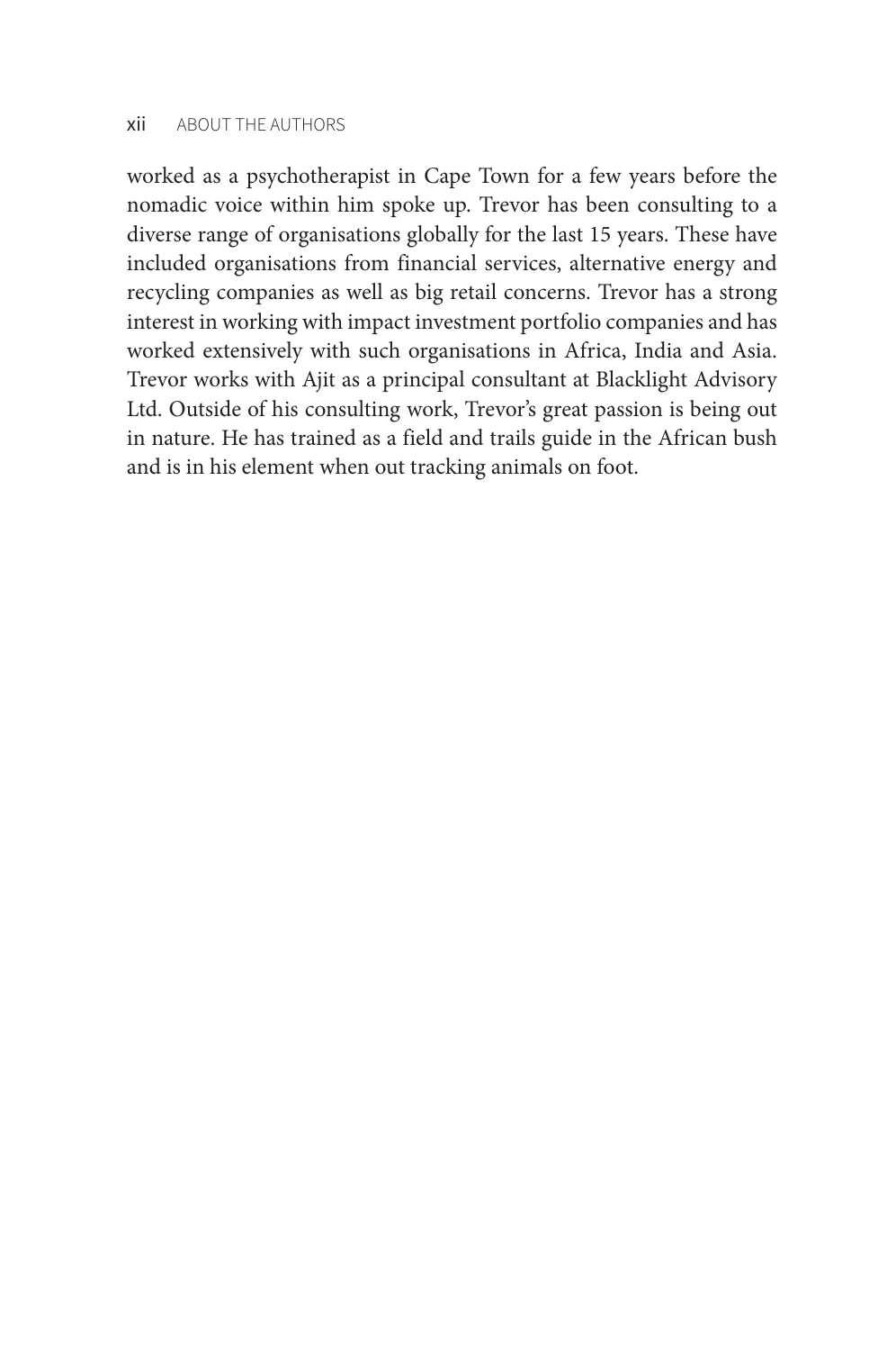worked as a psychotherapist in Cape Town for a few years before the nomadic voice within him spoke up. Trevor has been consulting to a diverse range of organisations globally for the last 15 years. These have included organisations from financial services, alternative energy and recycling companies as well as big retail concerns. Trevor has a strong interest in working with impact investment portfolio companies and has worked extensively with such organisations in Africa, India and Asia. Trevor works with Ajit as a principal consultant at Blacklight Advisory Ltd. Outside of his consulting work, Trevor's great passion is being out in nature. He has trained as a field and trails guide in the African bush and is in his element when out tracking animals on foot.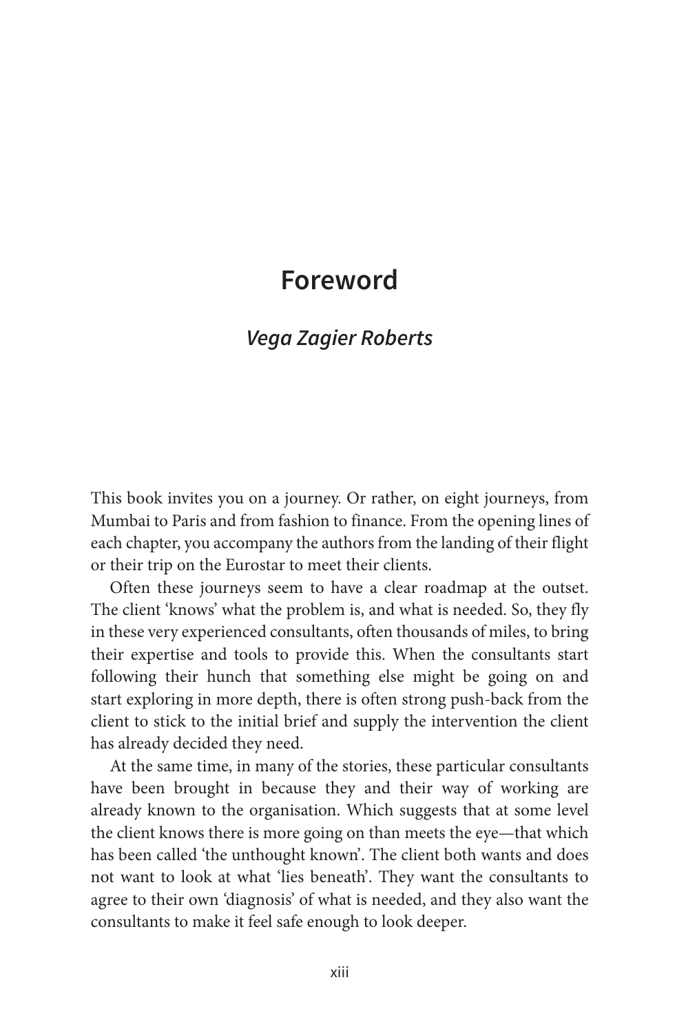# Foreword

### *Vega Zagier Roberts*

This book invites you on a journey. Or rather, on eight journeys, from Mumbai to Paris and from fashion to finance. From the opening lines of each chapter, you accompany the authors from the landing of their flight or their trip on the Eurostar to meet their clients.

Often these journeys seem to have a clear roadmap at the outset. The client 'knows' what the problem is, and what is needed. So, they fly in these very experienced consultants, often thousands of miles, to bring their expertise and tools to provide this. When the consultants start following their hunch that something else might be going on and start exploring in more depth, there is often strong push-back from the client to stick to the initial brief and supply the intervention the client has already decided they need.

At the same time, in many of the stories, these particular consultants have been brought in because they and their way of working are already known to the organisation. Which suggests that at some level the client knows there is more going on than meets the eye—that which has been called 'the unthought known'. The client both wants and does not want to look at what 'lies beneath'. They want the consultants to agree to their own 'diagnosis' of what is needed, and they also want the consultants to make it feel safe enough to look deeper.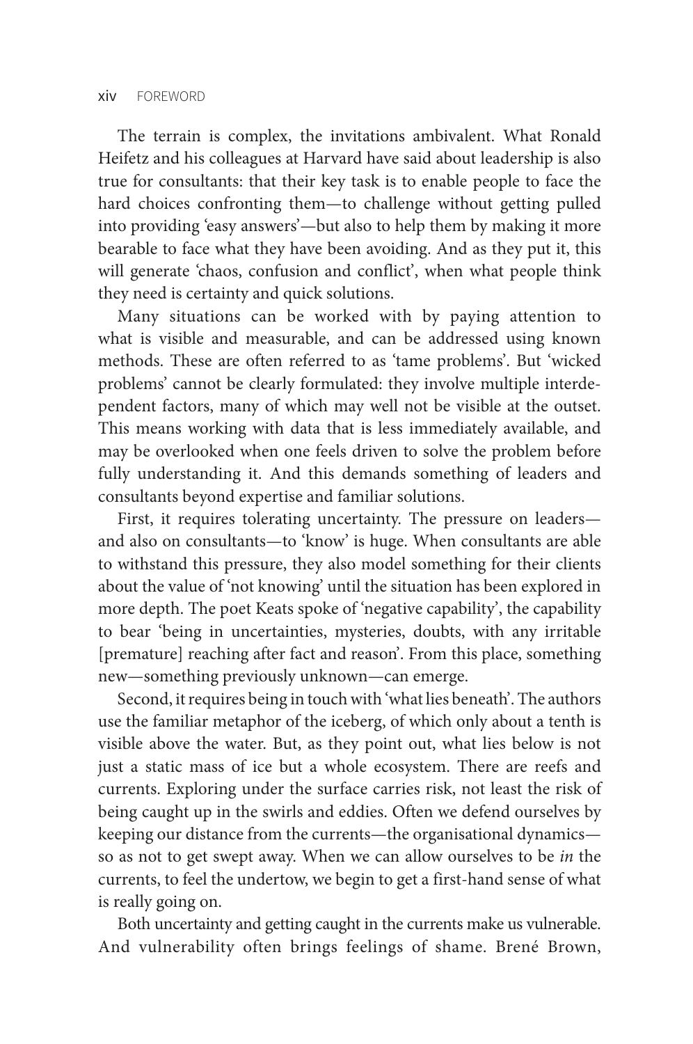The terrain is complex, the invitations ambivalent. What Ronald Heifetz and his colleagues at Harvard have said about leadership is also true for consultants: that their key task is to enable people to face the hard choices confronting them—to challenge without getting pulled into providing 'easy answers'—but also to help them by making it more bearable to face what they have been avoiding. And as they put it, this will generate 'chaos, confusion and conflict', when what people think they need is certainty and quick solutions.

Many situations can be worked with by paying attention to what is visible and measurable, and can be addressed using known methods. These are often referred to as 'tame problems'. But 'wicked problems' cannot be clearly formulated: they involve multiple interdependent factors, many of which may well not be visible at the outset. This means working with data that is less immediately available, and may be overlooked when one feels driven to solve the problem before fully understanding it. And this demands something of leaders and consultants beyond expertise and familiar solutions.

First, it requires tolerating uncertainty. The pressure on leaders—and also on consultants—to 'know' is huge. When consultants are able to withstand this pressure, they also model something for their clients about the value of 'not knowing' until the situation has been explored in more depth. The poet Keats spoke of 'negative capability', the capability to bear 'being in uncertainties, mysteries, doubts, with any irritable [premature] reaching after fact and reason'. From this place, something new—something previously unknown—can emerge.

Second, it requires being in touch with 'what lies beneath'. The authors use the familiar metaphor of the iceberg, of which only about a tenth is visible above the water. But, as they point out, what lies below is not just a static mass of ice but a whole ecosystem. There are reefs and currents. Exploring under the surface carries risk, not least the risk of being caught up in the swirls and eddies. Often we defend ourselves by keeping our distance from the currents—the organisational dynamics—so as not to get swept away. When we can allow ourselves to be *in* the currents, to feel the undertow, we begin to get a first-hand sense of what is really going on.

Both uncertainty and getting caught in the currents make us vulnerable. And vulnerability often brings feelings of shame. Brené Brown,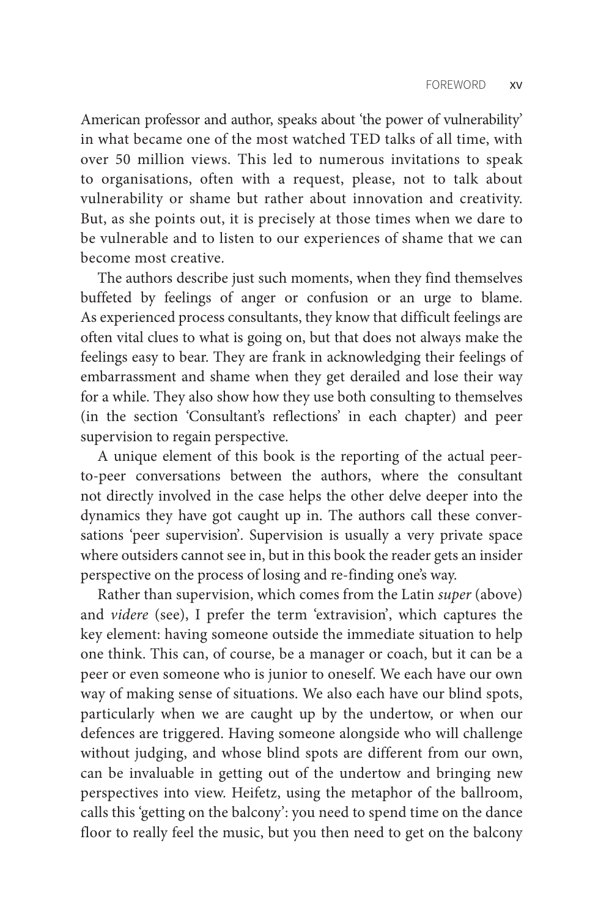American professor and author, speaks about 'the power of vulnerability' in what became one of the most watched TED talks of all time, with over 50 million views. This led to numerous invitations to speak to organisations, often with a request, please, not to talk about vulnerability or shame but rather about innovation and creativity. But, as she points out, it is precisely at those times when we dare to be vulnerable and to listen to our experiences of shame that we can become most creative.

The authors describe just such moments, when they find themselves buffeted by feelings of anger or confusion or an urge to blame. As experienced process consultants, they know that difficult feelings are often vital clues to what is going on, but that does not always make the feelings easy to bear. They are frank in acknowledging their feelings of embarrassment and shame when they get derailed and lose their way for a while. They also show how they use both consulting to themselves (in the section 'Consultant's reflections' in each chapter) and peer supervision to regain perspective.

A unique element of this book is the reporting of the actual peer-to-peer conversations between the authors, where the consultant not directly involved in the case helps the other delve deeper into the dynamics they have got caught up in. The authors call these conversations 'peer supervision'. Supervision is usually a very private space where outsiders cannot see in, but in this book the reader gets an insider perspective on the process of losing and re-finding one's way.

Rather than supervision, which comes from the Latin *super* (above) and *videre* (see), I prefer the term 'extravision', which captures the key element: having someone outside the immediate situation to help one think. This can, of course, be a manager or coach, but it can be a peer or even someone who is junior to oneself. We each have our own way of making sense of situations. We also each have our blind spots, particularly when we are caught up by the undertow, or when our defences are triggered. Having someone alongside who will challenge without judging, and whose blind spots are different from our own, can be invaluable in getting out of the undertow and bringing new perspectives into view. Heifetz, using the metaphor of the ballroom, calls this 'getting on the balcony': you need to spend time on the dance floor to really feel the music, but you then need to get on the balcony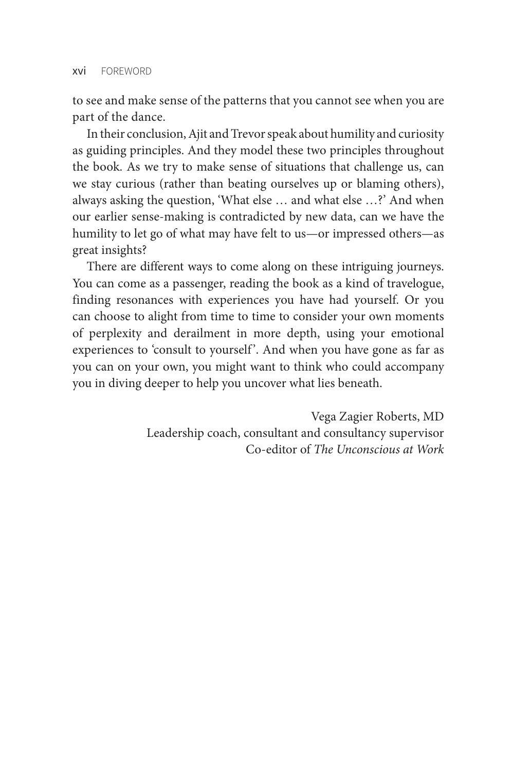to see and make sense of the patterns that you cannot see when you are part of the dance.

In their conclusion, Ajit and Trevor speak about humility and curiosity as guiding principles. And they model these two principles throughout the book. As we try to make sense of situations that challenge us, can we stay curious (rather than beating ourselves up or blaming others), always asking the question, 'What else … and what else …?' And when our earlier sense-making is contradicted by new data, can we have the humility to let go of what may have felt to us—or impressed others—as great insights?

There are different ways to come along on these intriguing journeys. You can come as a passenger, reading the book as a kind of travelogue, finding resonances with experiences you have had yourself. Or you can choose to alight from time to time to consider your own moments of perplexity and derailment in more depth, using your emotional experiences to 'consult to yourself'. And when you have gone as far as you can on your own, you might want to think who could accompany you in diving deeper to help you uncover what lies beneath.

Vega Zagier Roberts, MD
Leadership coach, consultant and consultancy supervisor
Co-editor of *The Unconscious at Work*